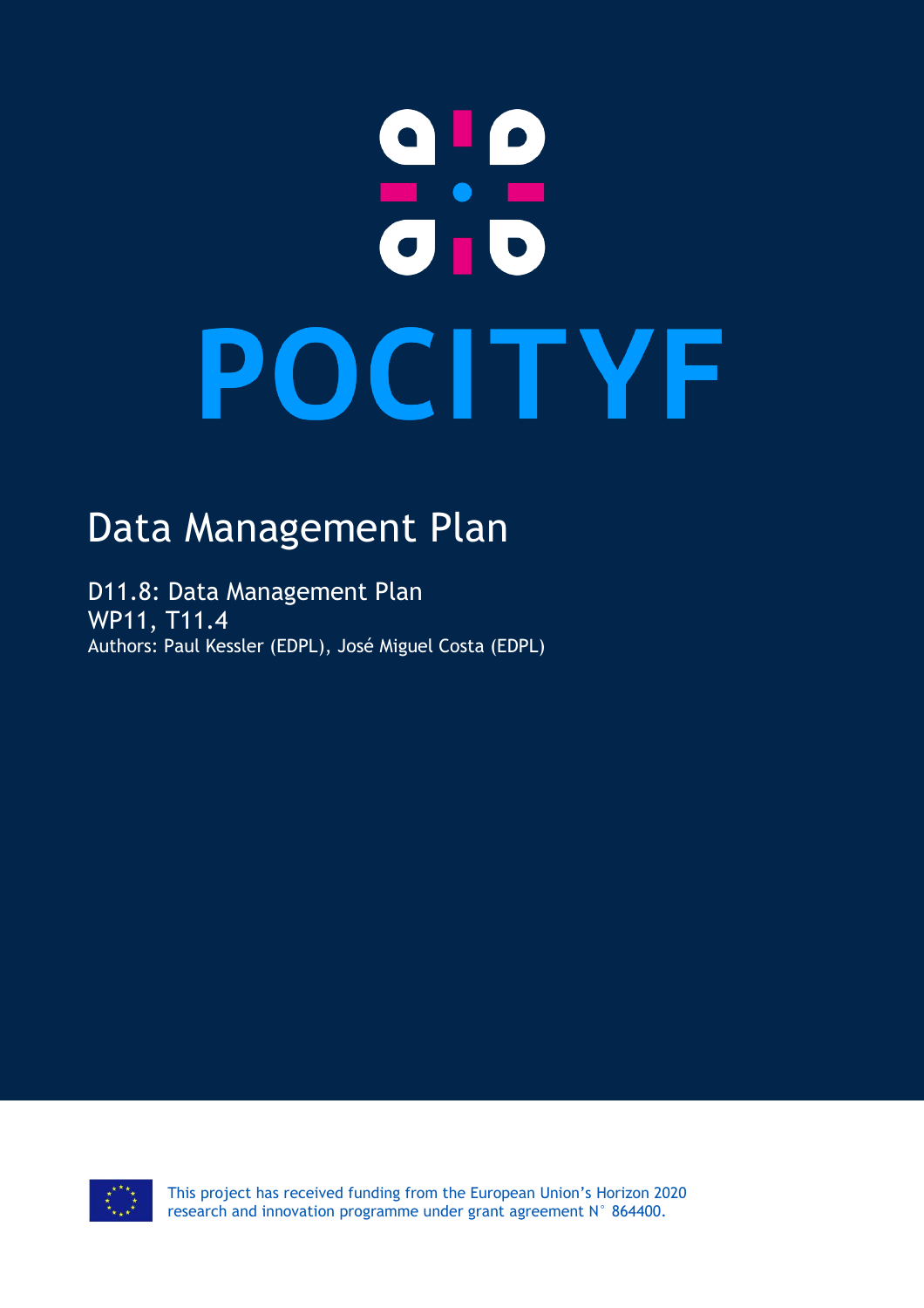# POCITYF

## Data Management Plan

D11.8: Data Management Plan
WP11, T11.4
Authors: Paul Kessler (EDPL), José Miguel Costa (EDPL)

This project has received funding from the European Union's Horizon 2020 research and innovation programme under grant agreement N° 864400.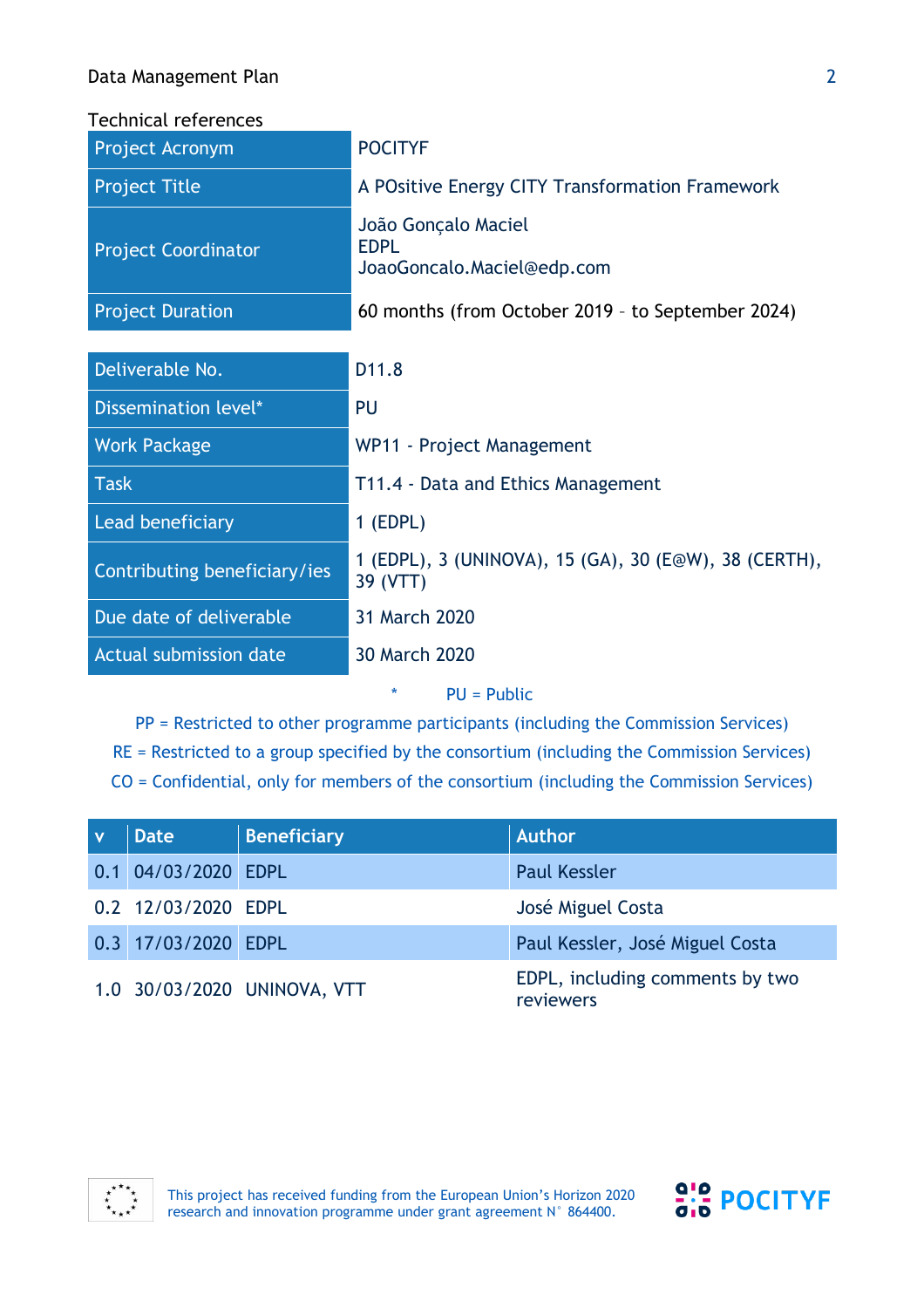Technical references

| Project Acronym | POCITYF |
| --- | --- |
| Project Title | A POsitive Energy CITY Transformation Framework |
| Project Coordinator | João Gonçalo Maciel<br>EDPL<br>JoaoGoncalo.Maciel@edp.com |
| Project Duration | 60 months (from October 2019 – to September 2024) |

| Deliverable No. | D11.8 |
| --- | --- |
| Dissemination level* | PU |
| Work Package | WP11 - Project Management |
| Task | T11.4 - Data and Ethics Management |
| Lead beneficiary | 1 (EDPL) |
| Contributing beneficiary/ies | 1 (EDPL), 3 (UNINOVA), 15 (GA), 30 (E@W), 38 (CERTH), 39 (VTT) |
| Due date of deliverable | 31 March 2020 |
| Actual submission date | 30 March 2020 |

\* PU = Public

PP = Restricted to other programme participants (including the Commission Services)

RE = Restricted to a group specified by the consortium (including the Commission Services)

CO = Confidential, only for members of the consortium (including the Commission Services)

| v | Date | Beneficiary | Author |
| --- | --- | --- | --- |
| 0.1 | 04/03/2020 | EDPL | Paul Kessler |
| 0.2 | 12/03/2020 | EDPL | José Miguel Costa |
| 0.3 | 17/03/2020 | EDPL | Paul Kessler, José Miguel Costa |
| 1.0 | 30/03/2020 | UNINOVA, VTT | EDPL, including comments by two reviewers |

This project has received funding from the European Union's Horizon 2020 research and innovation programme under grant agreement N° 864400.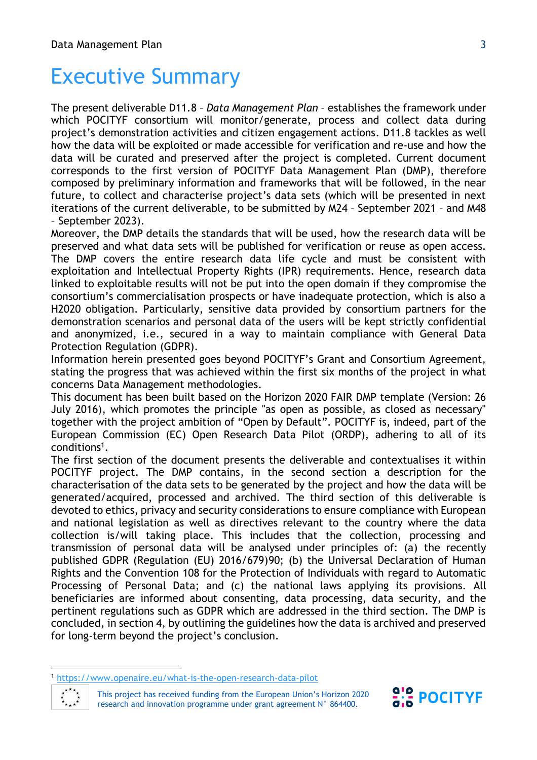# Executive Summary

The present deliverable D11.8 – *Data Management Plan* – establishes the framework under which POCITYF consortium will monitor/generate, process and collect data during project's demonstration activities and citizen engagement actions. D11.8 tackles as well how the data will be exploited or made accessible for verification and re-use and how the data will be curated and preserved after the project is completed. Current document corresponds to the first version of POCITYF Data Management Plan (DMP), therefore composed by preliminary information and frameworks that will be followed, in the near future, to collect and characterise project's data sets (which will be presented in next iterations of the current deliverable, to be submitted by M24 – September 2021 – and M48 – September 2023).

Moreover, the DMP details the standards that will be used, how the research data will be preserved and what data sets will be published for verification or reuse as open access. The DMP covers the entire research data life cycle and must be consistent with exploitation and Intellectual Property Rights (IPR) requirements. Hence, research data linked to exploitable results will not be put into the open domain if they compromise the consortium's commercialisation prospects or have inadequate protection, which is also a H2020 obligation. Particularly, sensitive data provided by consortium partners for the demonstration scenarios and personal data of the users will be kept strictly confidential and anonymized, i.e., secured in a way to maintain compliance with General Data Protection Regulation (GDPR).

Information herein presented goes beyond POCITYF's Grant and Consortium Agreement, stating the progress that was achieved within the first six months of the project in what concerns Data Management methodologies.

This document has been built based on the Horizon 2020 FAIR DMP template (Version: 26 July 2016), which promotes the principle "as open as possible, as closed as necessary" together with the project ambition of "Open by Default". POCITYF is, indeed, part of the European Commission (EC) Open Research Data Pilot (ORDP), adhering to all of its conditions[1].

The first section of the document presents the deliverable and contextualises it within POCITYF project. The DMP contains, in the second section a description for the characterisation of the data sets to be generated by the project and how the data will be generated/acquired, processed and archived. The third section of this deliverable is devoted to ethics, privacy and security considerations to ensure compliance with European and national legislation as well as directives relevant to the country where the data collection is/will taking place. This includes that the collection, processing and transmission of personal data will be analysed under principles of: (a) the recently published GDPR (Regulation (EU) 2016/679)90; (b) the Universal Declaration of Human Rights and the Convention 108 for the Protection of Individuals with regard to Automatic Processing of Personal Data; and (c) the national laws applying its provisions. All beneficiaries are informed about consenting, data processing, data security, and the pertinent regulations such as GDPR which are addressed in the third section. The DMP is concluded, in section 4, by outlining the guidelines how the data is archived and preserved for long-term beyond the project's conclusion.

---

[1] https://www.openaire.eu/what-is-the-open-research-data-pilot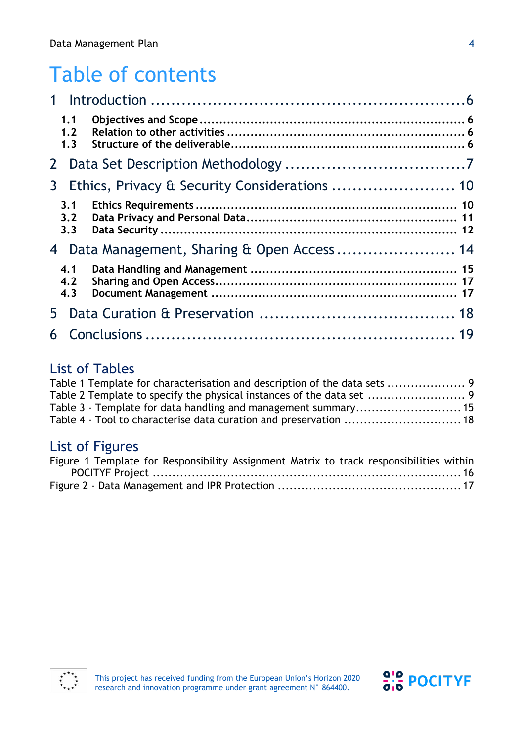# Table of contents

1 Introduction ........................................................6

- 1.1 Objectives and Scope ........................................................6
- 1.2 Relation to other activities ........................................................6
- 1.3 Structure of the deliverable ........................................................6

2 Data Set Description Methodology ........................................................7

3 Ethics, Privacy & Security Considerations ........................................................10

- 3.1 Ethics Requirements ........................................................10
- 3.2 Data Privacy and Personal Data ........................................................11
- 3.3 Data Security ........................................................12

4 Data Management, Sharing & Open Access ........................................................14

- 4.1 Data Handling and Management ........................................................15
- 4.2 Sharing and Open Access ........................................................17
- 4.3 Document Management ........................................................17

5 Data Curation & Preservation ........................................................18

6 Conclusions ........................................................19

## List of Tables

Table 1 Template for characterisation and description of the data sets ........................................................9

Table 2 Template to specify the physical instances of the data set ........................................................9

Table 3 - Template for data handling and management summary ........................................................15

Table 4 - Tool to characterise data curation and preservation ........................................................18

## List of Figures

Figure 1 Template for Responsibility Assignment Matrix to track responsibilities within POCITYF Project ........................................................16

Figure 2 - Data Management and IPR Protection ........................................................17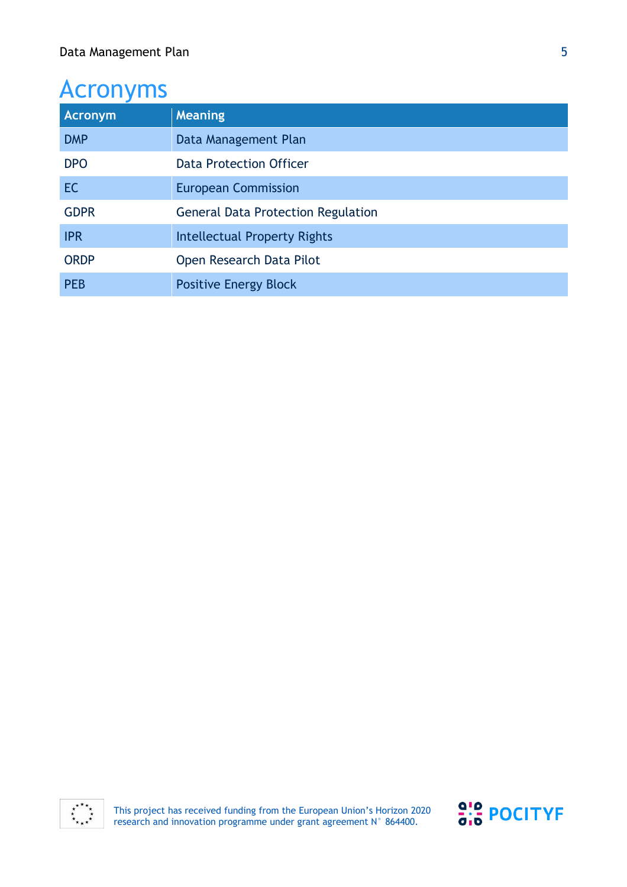# Acronyms

| Acronym | Meaning |
|---|---|
| DMP | Data Management Plan |
| DPO | Data Protection Officer |
| EC | European Commission |
| GDPR | General Data Protection Regulation |
| IPR | Intellectual Property Rights |
| ORDP | Open Research Data Pilot |
| PEB | Positive Energy Block |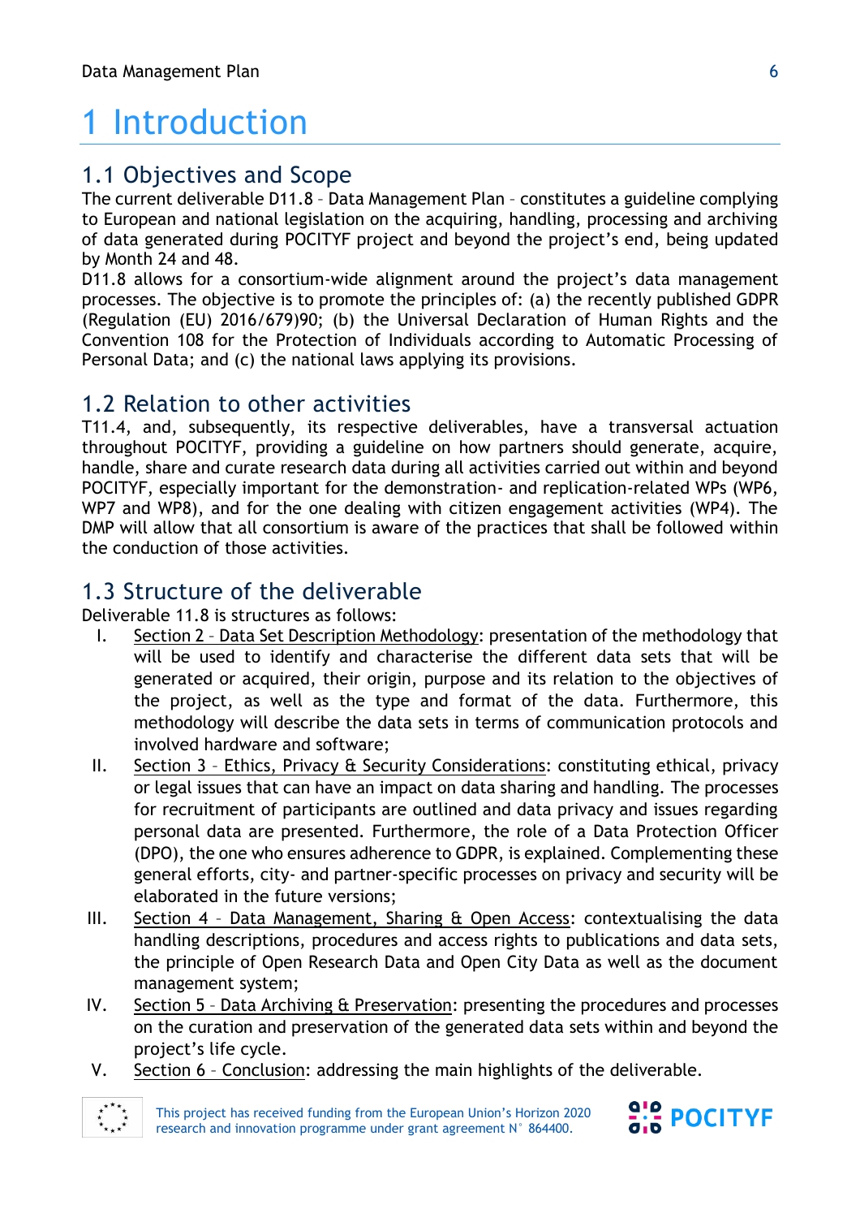# 1 Introduction

## 1.1 Objectives and Scope

The current deliverable D11.8 – Data Management Plan – constitutes a guideline complying to European and national legislation on the acquiring, handling, processing and archiving of data generated during POCITYF project and beyond the project's end, being updated by Month 24 and 48.

D11.8 allows for a consortium-wide alignment around the project's data management processes. The objective is to promote the principles of: (a) the recently published GDPR (Regulation (EU) 2016/679)90; (b) the Universal Declaration of Human Rights and the Convention 108 for the Protection of Individuals according to Automatic Processing of Personal Data; and (c) the national laws applying its provisions.

## 1.2 Relation to other activities

T11.4, and, subsequently, its respective deliverables, have a transversal actuation throughout POCITYF, providing a guideline on how partners should generate, acquire, handle, share and curate research data during all activities carried out within and beyond POCITYF, especially important for the demonstration- and replication-related WPs (WP6, WP7 and WP8), and for the one dealing with citizen engagement activities (WP4). The DMP will allow that all consortium is aware of the practices that shall be followed within the conduction of those activities.

## 1.3 Structure of the deliverable

Deliverable 11.8 is structures as follows:

I. Section 2 – Data Set Description Methodology: presentation of the methodology that will be used to identify and characterise the different data sets that will be generated or acquired, their origin, purpose and its relation to the objectives of the project, as well as the type and format of the data. Furthermore, this methodology will describe the data sets in terms of communication protocols and involved hardware and software;

II. Section 3 – Ethics, Privacy & Security Considerations: constituting ethical, privacy or legal issues that can have an impact on data sharing and handling. The processes for recruitment of participants are outlined and data privacy and issues regarding personal data are presented. Furthermore, the role of a Data Protection Officer (DPO), the one who ensures adherence to GDPR, is explained. Complementing these general efforts, city- and partner-specific processes on privacy and security will be elaborated in the future versions;

III. Section 4 – Data Management, Sharing & Open Access: contextualising the data handling descriptions, procedures and access rights to publications and data sets, the principle of Open Research Data and Open City Data as well as the document management system;

IV. Section 5 – Data Archiving & Preservation: presenting the procedures and processes on the curation and preservation of the generated data sets within and beyond the project's life cycle.

V. Section 6 – Conclusion: addressing the main highlights of the deliverable.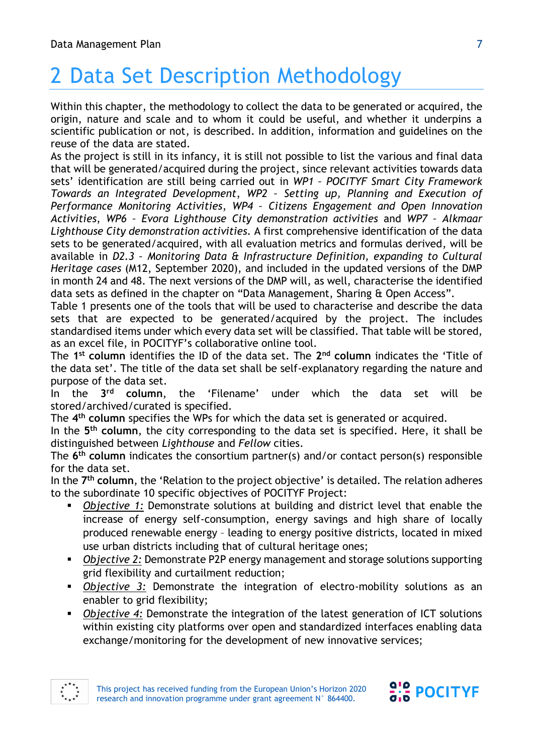# 2 Data Set Description Methodology

Within this chapter, the methodology to collect the data to be generated or acquired, the origin, nature and scale and to whom it could be useful, and whether it underpins a scientific publication or not, is described. In addition, information and guidelines on the reuse of the data are stated.

As the project is still in its infancy, it is still not possible to list the various and final data that will be generated/acquired during the project, since relevant activities towards data sets' identification are still being carried out in *WP1 – POCITYF Smart City Framework Towards an Integrated Development*, *WP2 – Setting up, Planning and Execution of Performance Monitoring Activities*, *WP4 – Citizens Engagement and Open Innovation Activities*, *WP6 – Evora Lighthouse City demonstration activities* and *WP7 – Alkmaar Lighthouse City demonstration activities*. A first comprehensive identification of the data sets to be generated/acquired, with all evaluation metrics and formulas derived, will be available in *D2.3 – Monitoring Data & Infrastructure Definition, expanding to Cultural Heritage cases* (M12, September 2020), and included in the updated versions of the DMP in month 24 and 48. The next versions of the DMP will, as well, characterise the identified data sets as defined in the chapter on "Data Management, Sharing & Open Access".

Table 1 presents one of the tools that will be used to characterise and describe the data sets that are expected to be generated/acquired by the project. The includes standardised items under which every data set will be classified. That table will be stored, as an excel file, in POCITYF's collaborative online tool.

The **1st column** identifies the ID of the data set. The **2nd column** indicates the 'Title of the data set'. The title of the data set shall be self-explanatory regarding the nature and purpose of the data set.

In the **3rd column**, the 'Filename' under which the data set will be stored/archived/curated is specified.

The **4th column** specifies the WPs for which the data set is generated or acquired.

In the **5th column**, the city corresponding to the data set is specified. Here, it shall be distinguished between *Lighthouse* and *Fellow* cities.

The **6th column** indicates the consortium partner(s) and/or contact person(s) responsible for the data set.

In the **7th column**, the 'Relation to the project objective' is detailed. The relation adheres to the subordinate 10 specific objectives of POCITYF Project:

- *Objective 1:* Demonstrate solutions at building and district level that enable the increase of energy self-consumption, energy savings and high share of locally produced renewable energy – leading to energy positive districts, located in mixed use urban districts including that of cultural heritage ones;
- *Objective 2:* Demonstrate P2P energy management and storage solutions supporting grid flexibility and curtailment reduction;
- *Objective 3:* Demonstrate the integration of electro-mobility solutions as an enabler to grid flexibility;
- *Objective 4:* Demonstrate the integration of the latest generation of ICT solutions within existing city platforms over open and standardized interfaces enabling data exchange/monitoring for the development of new innovative services;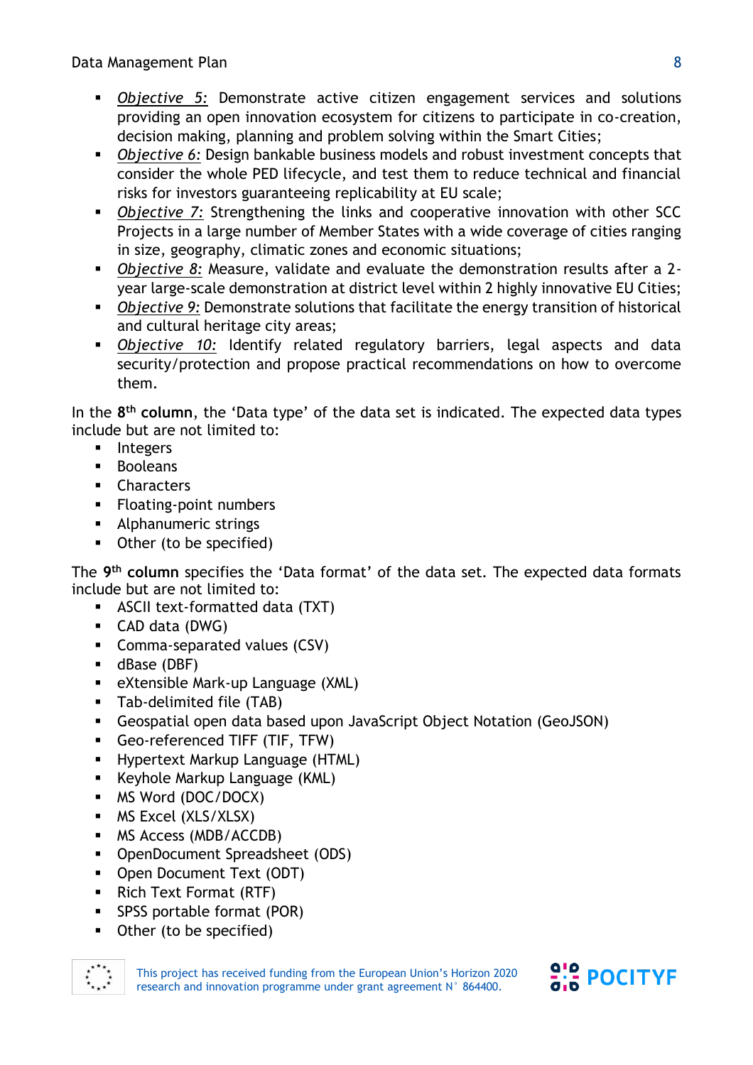- *Objective 5:* Demonstrate active citizen engagement services and solutions providing an open innovation ecosystem for citizens to participate in co-creation, decision making, planning and problem solving within the Smart Cities;
- *Objective 6:* Design bankable business models and robust investment concepts that consider the whole PED lifecycle, and test them to reduce technical and financial risks for investors guaranteeing replicability at EU scale;
- *Objective 7:* Strengthening the links and cooperative innovation with other SCC Projects in a large number of Member States with a wide coverage of cities ranging in size, geography, climatic zones and economic situations;
- *Objective 8:* Measure, validate and evaluate the demonstration results after a 2-year large-scale demonstration at district level within 2 highly innovative EU Cities;
- *Objective 9:* Demonstrate solutions that facilitate the energy transition of historical and cultural heritage city areas;
- *Objective 10:* Identify related regulatory barriers, legal aspects and data security/protection and propose practical recommendations on how to overcome them.

In the **8th column**, the 'Data type' of the data set is indicated. The expected data types include but are not limited to:

- Integers
- Booleans
- Characters
- Floating-point numbers
- Alphanumeric strings
- Other (to be specified)

The **9th column** specifies the 'Data format' of the data set. The expected data formats include but are not limited to:

- ASCII text-formatted data (TXT)
- CAD data (DWG)
- Comma-separated values (CSV)
- dBase (DBF)
- eXtensible Mark-up Language (XML)
- Tab-delimited file (TAB)
- Geospatial open data based upon JavaScript Object Notation (GeoJSON)
- Geo-referenced TIFF (TIF, TFW)
- Hypertext Markup Language (HTML)
- Keyhole Markup Language (KML)
- MS Word (DOC/DOCX)
- MS Excel (XLS/XLSX)
- MS Access (MDB/ACCDB)
- OpenDocument Spreadsheet (ODS)
- Open Document Text (ODT)
- Rich Text Format (RTF)
- SPSS portable format (POR)
- Other (to be specified)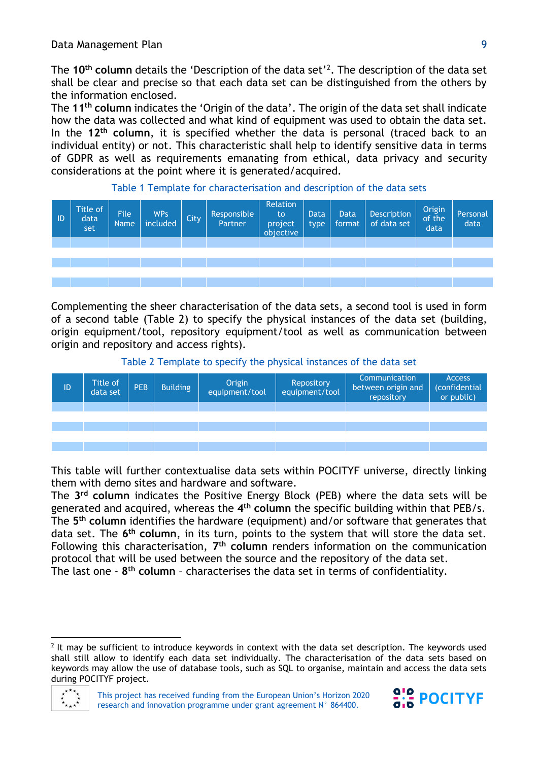The **10th column** details the 'Description of the data set'[2]. The description of the data set shall be clear and precise so that each data set can be distinguished from the others by the information enclosed.
The **11th column** indicates the 'Origin of the data'. The origin of the data set shall indicate how the data was collected and what kind of equipment was used to obtain the data set.
In the **12th column**, it is specified whether the data is personal (traced back to an individual entity) or not. This characteristic shall help to identify sensitive data in terms of GDPR as well as requirements emanating from ethical, data privacy and security considerations at the point where it is generated/acquired.

Table 1 Template for characterisation and description of the data sets

| ID | Title of data set | File Name | WPs included | City | Responsible Partner | Relation to project objective | Data type | Data format | Description of data set | Origin of the data | Personal data |
|---|---|---|---|---|---|---|---|---|---|---|---|
| | | | | | | | | | | | |
| | | | | | | | | | | | |
| | | | | | | | | | | | |
| | | | | | | | | | | | |
| | | | | | | | | | | | |

Complementing the sheer characterisation of the data sets, a second tool is used in form of a second table (Table 2) to specify the physical instances of the data set (building, origin equipment/tool, repository equipment/tool as well as communication between origin and repository and access rights).

Table 2 Template to specify the physical instances of the data set

| ID | Title of data set | PEB | Building | Origin equipment/tool | Repository equipment/tool | Communication between origin and repository | Access (confidential or public) |
|---|---|---|---|---|---|---|---|
| | | | | | | | |
| | | | | | | | |
| | | | | | | | |
| | | | | | | | |
| | | | | | | | |

This table will further contextualise data sets within POCITYF universe, directly linking them with demo sites and hardware and software.
The **3rd column** indicates the Positive Energy Block (PEB) where the data sets will be generated and acquired, whereas the **4th column** the specific building within that PEB/s. The **5th column** identifies the hardware (equipment) and/or software that generates that data set. The **6th column**, in its turn, points to the system that will store the data set. Following this characterisation, **7th column** renders information on the communication protocol that will be used between the source and the repository of the data set.
The last one - **8th column** – characterises the data set in terms of confidentiality.

[2] It may be sufficient to introduce keywords in context with the data set description. The keywords used shall still allow to identify each data set individually. The characterisation of the data sets based on keywords may allow the use of database tools, such as SQL to organise, maintain and access the data sets during POCITYF project.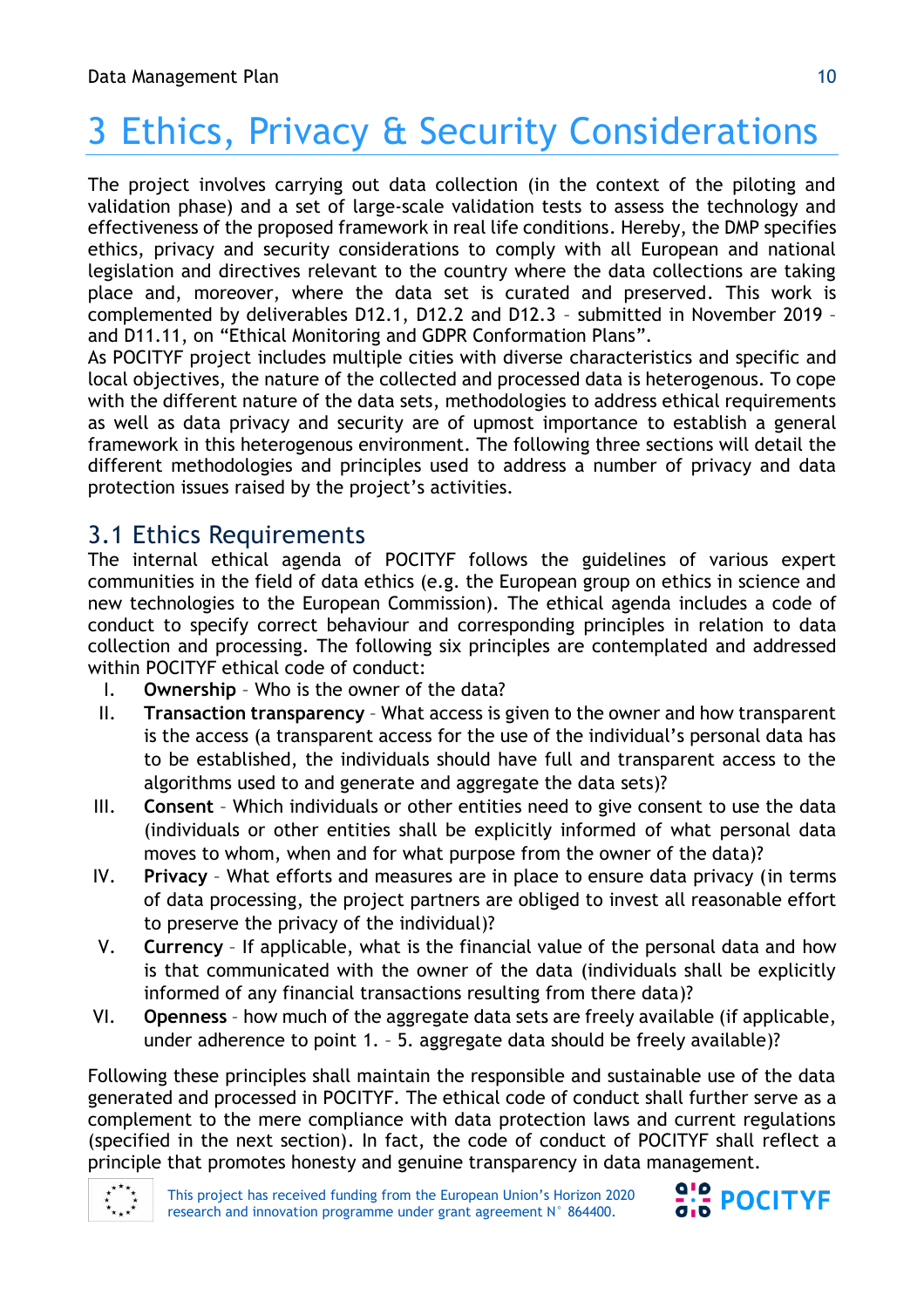# 3 Ethics, Privacy & Security Considerations

The project involves carrying out data collection (in the context of the piloting and validation phase) and a set of large-scale validation tests to assess the technology and effectiveness of the proposed framework in real life conditions. Hereby, the DMP specifies ethics, privacy and security considerations to comply with all European and national legislation and directives relevant to the country where the data collections are taking place and, moreover, where the data set is curated and preserved. This work is complemented by deliverables D12.1, D12.2 and D12.3 – submitted in November 2019 – and D11.11, on "Ethical Monitoring and GDPR Conformation Plans".

As POCITYF project includes multiple cities with diverse characteristics and specific and local objectives, the nature of the collected and processed data is heterogenous. To cope with the different nature of the data sets, methodologies to address ethical requirements as well as data privacy and security are of upmost importance to establish a general framework in this heterogenous environment. The following three sections will detail the different methodologies and principles used to address a number of privacy and data protection issues raised by the project's activities.

## 3.1 Ethics Requirements

The internal ethical agenda of POCITYF follows the guidelines of various expert communities in the field of data ethics (e.g. the European group on ethics in science and new technologies to the European Commission). The ethical agenda includes a code of conduct to specify correct behaviour and corresponding principles in relation to data collection and processing. The following six principles are contemplated and addressed within POCITYF ethical code of conduct:

I. **Ownership** – Who is the owner of the data?
II. **Transaction transparency** – What access is given to the owner and how transparent is the access (a transparent access for the use of the individual's personal data has to be established, the individuals should have full and transparent access to the algorithms used to and generate and aggregate the data sets)?
III. **Consent** – Which individuals or other entities need to give consent to use the data (individuals or other entities shall be explicitly informed of what personal data moves to whom, when and for what purpose from the owner of the data)?
IV. **Privacy** – What efforts and measures are in place to ensure data privacy (in terms of data processing, the project partners are obliged to invest all reasonable effort to preserve the privacy of the individual)?
V. **Currency** – If applicable, what is the financial value of the personal data and how is that communicated with the owner of the data (individuals shall be explicitly informed of any financial transactions resulting from there data)?
VI. **Openness** – how much of the aggregate data sets are freely available (if applicable, under adherence to point 1. – 5. aggregate data should be freely available)?

Following these principles shall maintain the responsible and sustainable use of the data generated and processed in POCITYF. The ethical code of conduct shall further serve as a complement to the mere compliance with data protection laws and current regulations (specified in the next section). In fact, the code of conduct of POCITYF shall reflect a principle that promotes honesty and genuine transparency in data management.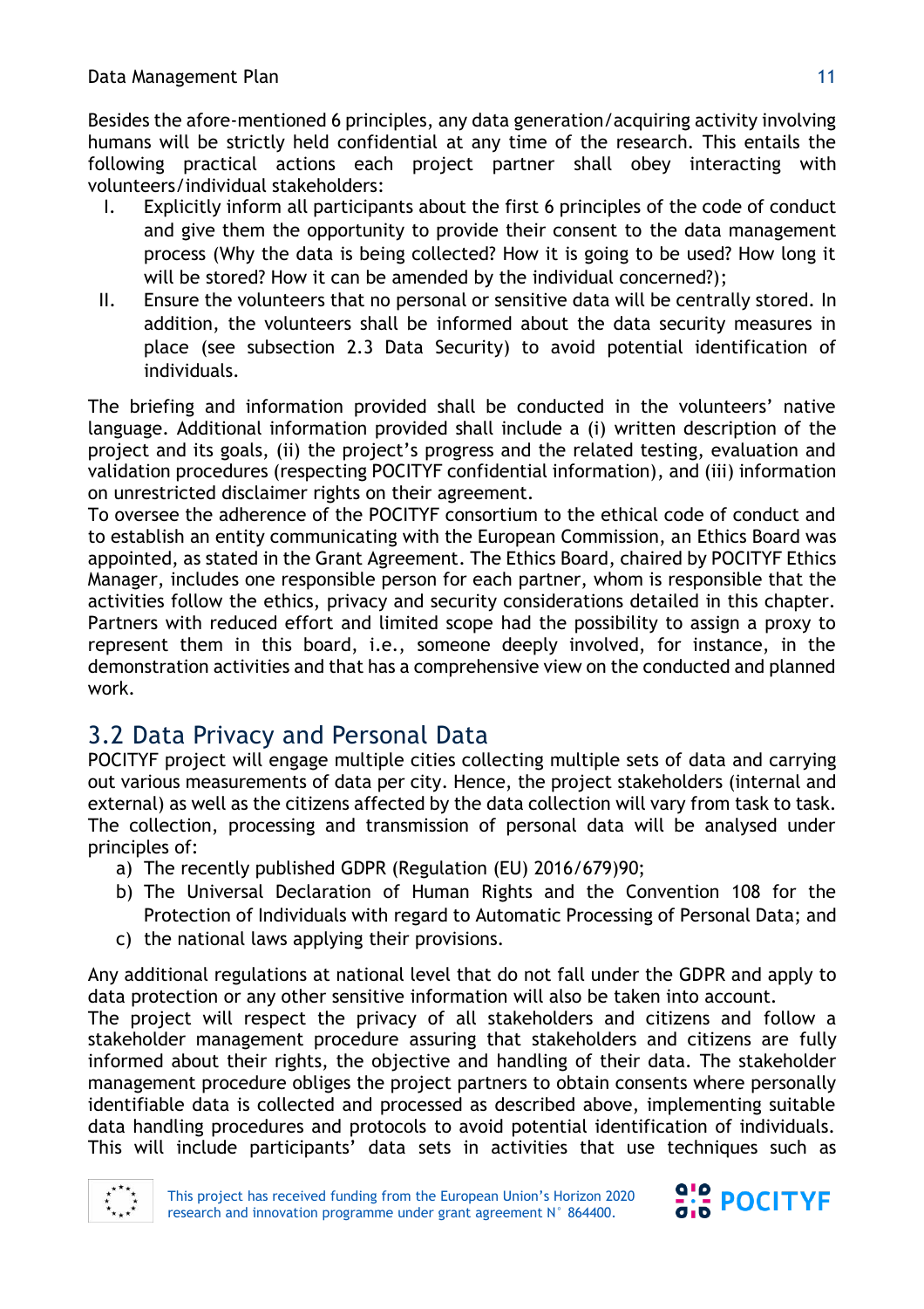Besides the afore-mentioned 6 principles, any data generation/acquiring activity involving humans will be strictly held confidential at any time of the research. This entails the following practical actions each project partner shall obey interacting with volunteers/individual stakeholders:

I. Explicitly inform all participants about the first 6 principles of the code of conduct and give them the opportunity to provide their consent to the data management process (Why the data is being collected? How it is going to be used? How long it will be stored? How it can be amended by the individual concerned?);
II. Ensure the volunteers that no personal or sensitive data will be centrally stored. In addition, the volunteers shall be informed about the data security measures in place (see subsection 2.3 Data Security) to avoid potential identification of individuals.

The briefing and information provided shall be conducted in the volunteers' native language. Additional information provided shall include a (i) written description of the project and its goals, (ii) the project's progress and the related testing, evaluation and validation procedures (respecting POCITYF confidential information), and (iii) information on unrestricted disclaimer rights on their agreement.

To oversee the adherence of the POCITYF consortium to the ethical code of conduct and to establish an entity communicating with the European Commission, an Ethics Board was appointed, as stated in the Grant Agreement. The Ethics Board, chaired by POCITYF Ethics Manager, includes one responsible person for each partner, whom is responsible that the activities follow the ethics, privacy and security considerations detailed in this chapter. Partners with reduced effort and limited scope had the possibility to assign a proxy to represent them in this board, i.e., someone deeply involved, for instance, in the demonstration activities and that has a comprehensive view on the conducted and planned work.

## 3.2 Data Privacy and Personal Data

POCITYF project will engage multiple cities collecting multiple sets of data and carrying out various measurements of data per city. Hence, the project stakeholders (internal and external) as well as the citizens affected by the data collection will vary from task to task. The collection, processing and transmission of personal data will be analysed under principles of:

a) The recently published GDPR (Regulation (EU) 2016/679)90;
b) The Universal Declaration of Human Rights and the Convention 108 for the Protection of Individuals with regard to Automatic Processing of Personal Data; and
c) the national laws applying their provisions.

Any additional regulations at national level that do not fall under the GDPR and apply to data protection or any other sensitive information will also be taken into account.

The project will respect the privacy of all stakeholders and citizens and follow a stakeholder management procedure assuring that stakeholders and citizens are fully informed about their rights, the objective and handling of their data. The stakeholder management procedure obliges the project partners to obtain consents where personally identifiable data is collected and processed as described above, implementing suitable data handling procedures and protocols to avoid potential identification of individuals. This will include participants' data sets in activities that use techniques such as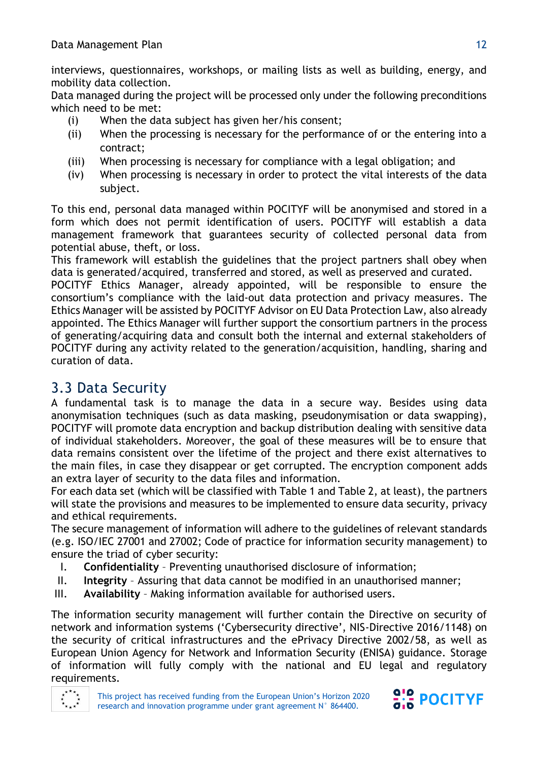interviews, questionnaires, workshops, or mailing lists as well as building, energy, and mobility data collection.
Data managed during the project will be processed only under the following preconditions which need to be met:

(i) When the data subject has given her/his consent;
(ii) When the processing is necessary for the performance of or the entering into a contract;
(iii) When processing is necessary for compliance with a legal obligation; and
(iv) When processing is necessary in order to protect the vital interests of the data subject.

To this end, personal data managed within POCITYF will be anonymised and stored in a form which does not permit identification of users. POCITYF will establish a data management framework that guarantees security of collected personal data from potential abuse, theft, or loss.
This framework will establish the guidelines that the project partners shall obey when data is generated/acquired, transferred and stored, as well as preserved and curated.
POCITYF Ethics Manager, already appointed, will be responsible to ensure the consortium's compliance with the laid-out data protection and privacy measures. The Ethics Manager will be assisted by POCITYF Advisor on EU Data Protection Law, also already appointed. The Ethics Manager will further support the consortium partners in the process of generating/acquiring data and consult both the internal and external stakeholders of POCITYF during any activity related to the generation/acquisition, handling, sharing and curation of data.

## 3.3 Data Security

A fundamental task is to manage the data in a secure way. Besides using data anonymisation techniques (such as data masking, pseudonymisation or data swapping), POCITYF will promote data encryption and backup distribution dealing with sensitive data of individual stakeholders. Moreover, the goal of these measures will be to ensure that data remains consistent over the lifetime of the project and there exist alternatives to the main files, in case they disappear or get corrupted. The encryption component adds an extra layer of security to the data files and information.
For each data set (which will be classified with Table 1 and Table 2, at least), the partners will state the provisions and measures to be implemented to ensure data security, privacy and ethical requirements.
The secure management of information will adhere to the guidelines of relevant standards (e.g. ISO/IEC 27001 and 27002; Code of practice for information security management) to ensure the triad of cyber security:

I. **Confidentiality** – Preventing unauthorised disclosure of information;
II. **Integrity** – Assuring that data cannot be modified in an unauthorised manner;
III. **Availability** – Making information available for authorised users.

The information security management will further contain the Directive on security of network and information systems ('Cybersecurity directive', NIS-Directive 2016/1148) on the security of critical infrastructures and the ePrivacy Directive 2002/58, as well as European Union Agency for Network and Information Security (ENISA) guidance. Storage of information will fully comply with the national and EU legal and regulatory requirements.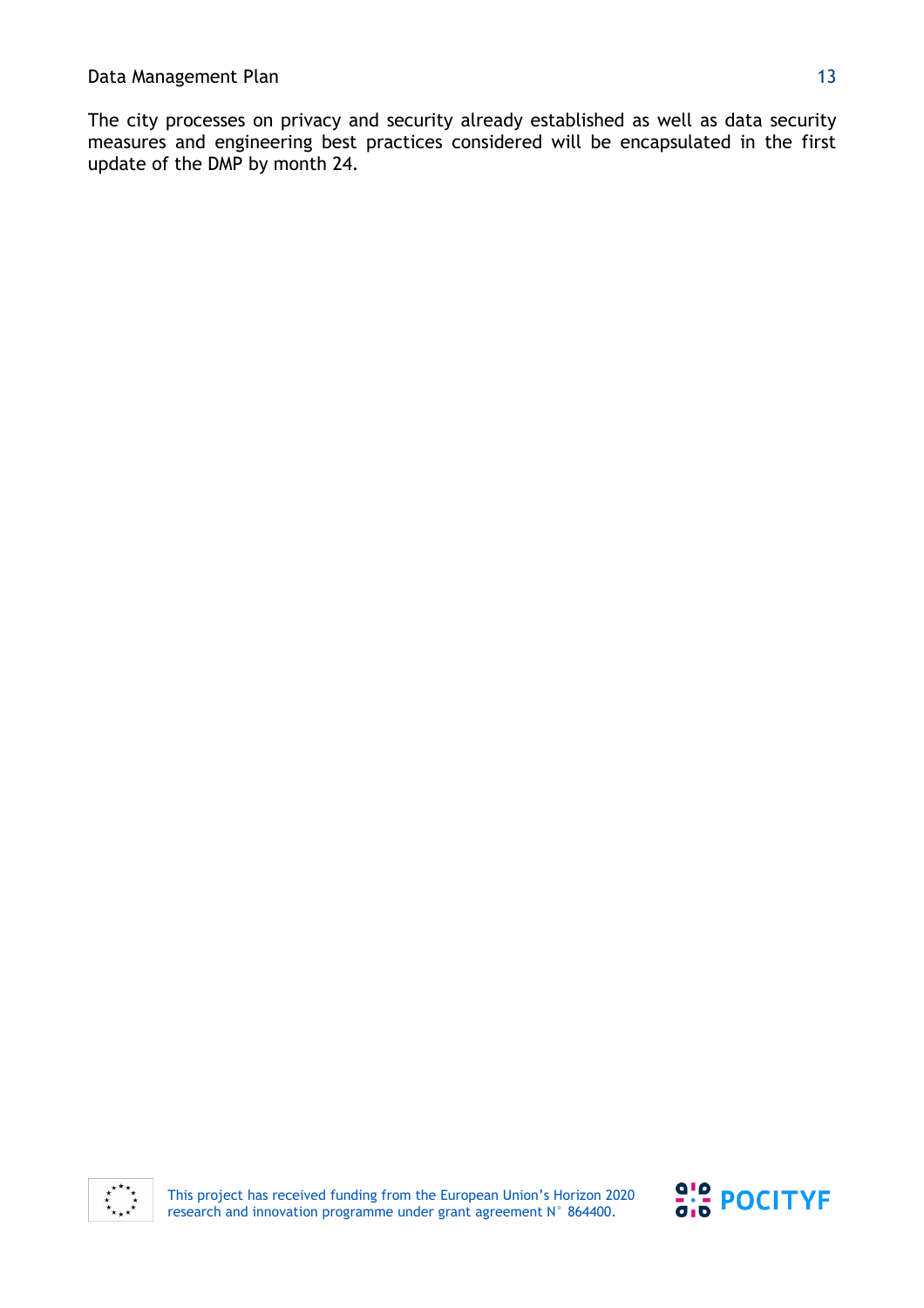The city processes on privacy and security already established as well as data security measures and engineering best practices considered will be encapsulated in the first update of the DMP by month 24.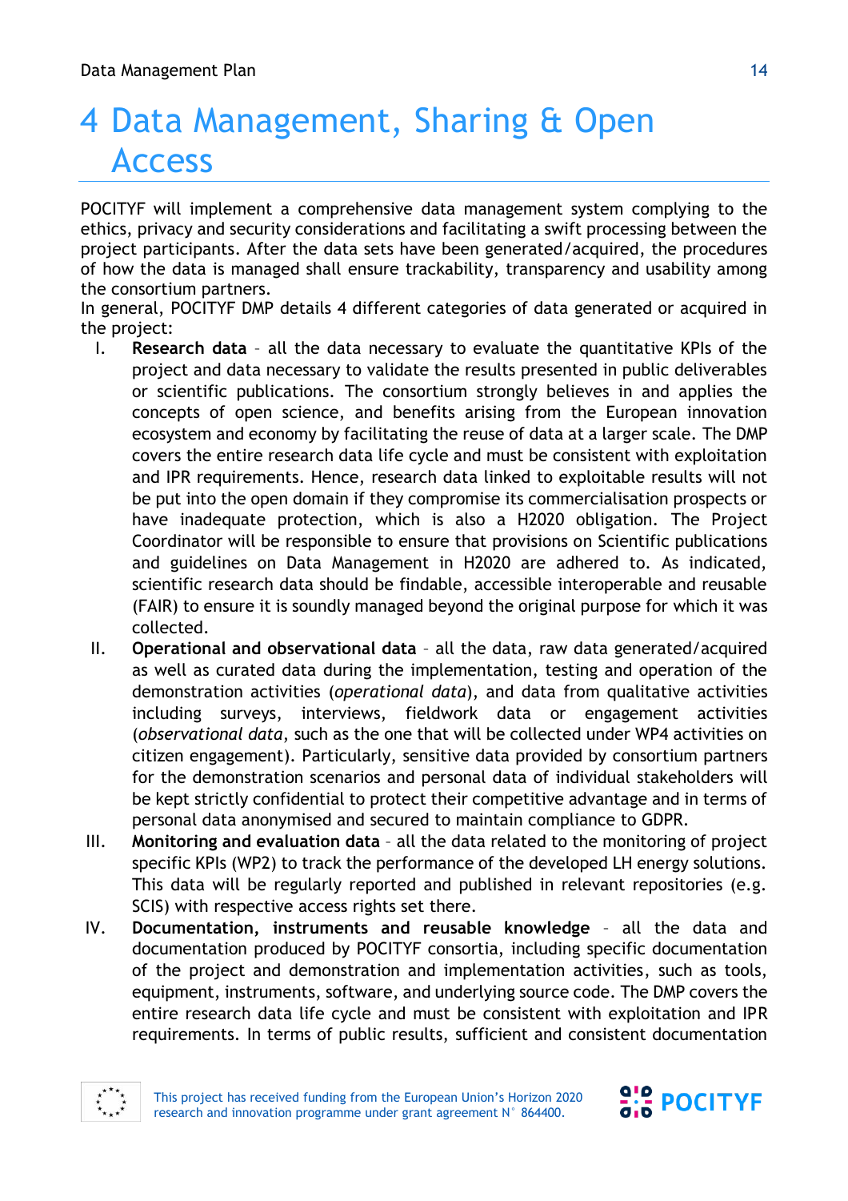# 4 Data Management, Sharing & Open Access

POCITYF will implement a comprehensive data management system complying to the ethics, privacy and security considerations and facilitating a swift processing between the project participants. After the data sets have been generated/acquired, the procedures of how the data is managed shall ensure trackability, transparency and usability among the consortium partners.

In general, POCITYF DMP details 4 different categories of data generated or acquired in the project:

I. **Research data** – all the data necessary to evaluate the quantitative KPIs of the project and data necessary to validate the results presented in public deliverables or scientific publications. The consortium strongly believes in and applies the concepts of open science, and benefits arising from the European innovation ecosystem and economy by facilitating the reuse of data at a larger scale. The DMP covers the entire research data life cycle and must be consistent with exploitation and IPR requirements. Hence, research data linked to exploitable results will not be put into the open domain if they compromise its commercialisation prospects or have inadequate protection, which is also a H2020 obligation. The Project Coordinator will be responsible to ensure that provisions on Scientific publications and guidelines on Data Management in H2020 are adhered to. As indicated, scientific research data should be findable, accessible interoperable and reusable (FAIR) to ensure it is soundly managed beyond the original purpose for which it was collected.

II. **Operational and observational data** – all the data, raw data generated/acquired as well as curated data during the implementation, testing and operation of the demonstration activities (*operational data*), and data from qualitative activities including surveys, interviews, fieldwork data or engagement activities (*observational data*, such as the one that will be collected under WP4 activities on citizen engagement). Particularly, sensitive data provided by consortium partners for the demonstration scenarios and personal data of individual stakeholders will be kept strictly confidential to protect their competitive advantage and in terms of personal data anonymised and secured to maintain compliance to GDPR.

III. **Monitoring and evaluation data** – all the data related to the monitoring of project specific KPIs (WP2) to track the performance of the developed LH energy solutions. This data will be regularly reported and published in relevant repositories (e.g. SCIS) with respective access rights set there.

IV. **Documentation, instruments and reusable knowledge** – all the data and documentation produced by POCITYF consortia, including specific documentation of the project and demonstration and implementation activities, such as tools, equipment, instruments, software, and underlying source code. The DMP covers the entire research data life cycle and must be consistent with exploitation and IPR requirements. In terms of public results, sufficient and consistent documentation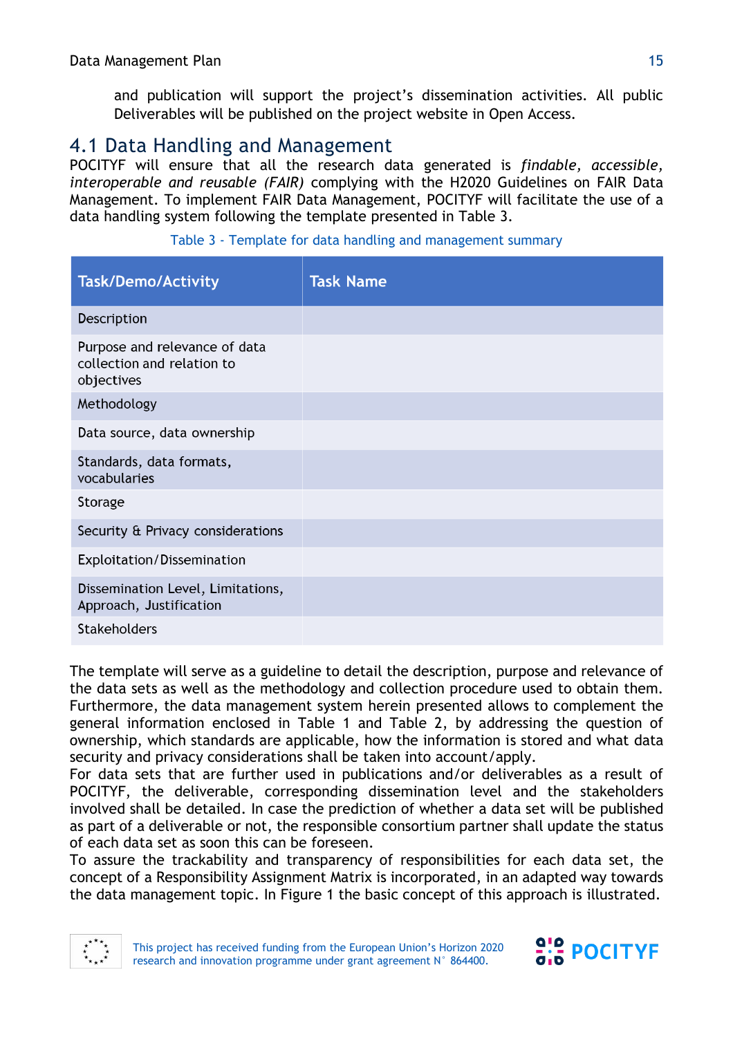and publication will support the project's dissemination activities. All public Deliverables will be published on the project website in Open Access.

## 4.1 Data Handling and Management

POCITYF will ensure that all the research data generated is *findable, accessible, interoperable and reusable (FAIR)* complying with the H2020 Guidelines on FAIR Data Management. To implement FAIR Data Management, POCITYF will facilitate the use of a data handling system following the template presented in Table 3.

Table 3 - Template for data handling and management summary

| Task/Demo/Activity | Task Name |
|---|---|
| Description | |
| Purpose and relevance of data collection and relation to objectives | |
| Methodology | |
| Data source, data ownership | |
| Standards, data formats, vocabularies | |
| Storage | |
| Security & Privacy considerations | |
| Exploitation/Dissemination | |
| Dissemination Level, Limitations, Approach, Justification | |
| Stakeholders | |

The template will serve as a guideline to detail the description, purpose and relevance of the data sets as well as the methodology and collection procedure used to obtain them. Furthermore, the data management system herein presented allows to complement the general information enclosed in Table 1 and Table 2, by addressing the question of ownership, which standards are applicable, how the information is stored and what data security and privacy considerations shall be taken into account/apply.
For data sets that are further used in publications and/or deliverables as a result of POCITYF, the deliverable, corresponding dissemination level and the stakeholders involved shall be detailed. In case the prediction of whether a data set will be published as part of a deliverable or not, the responsible consortium partner shall update the status of each data set as soon this can be foreseen.
To assure the trackability and transparency of responsibilities for each data set, the concept of a Responsibility Assignment Matrix is incorporated, in an adapted way towards the data management topic. In Figure 1 the basic concept of this approach is illustrated.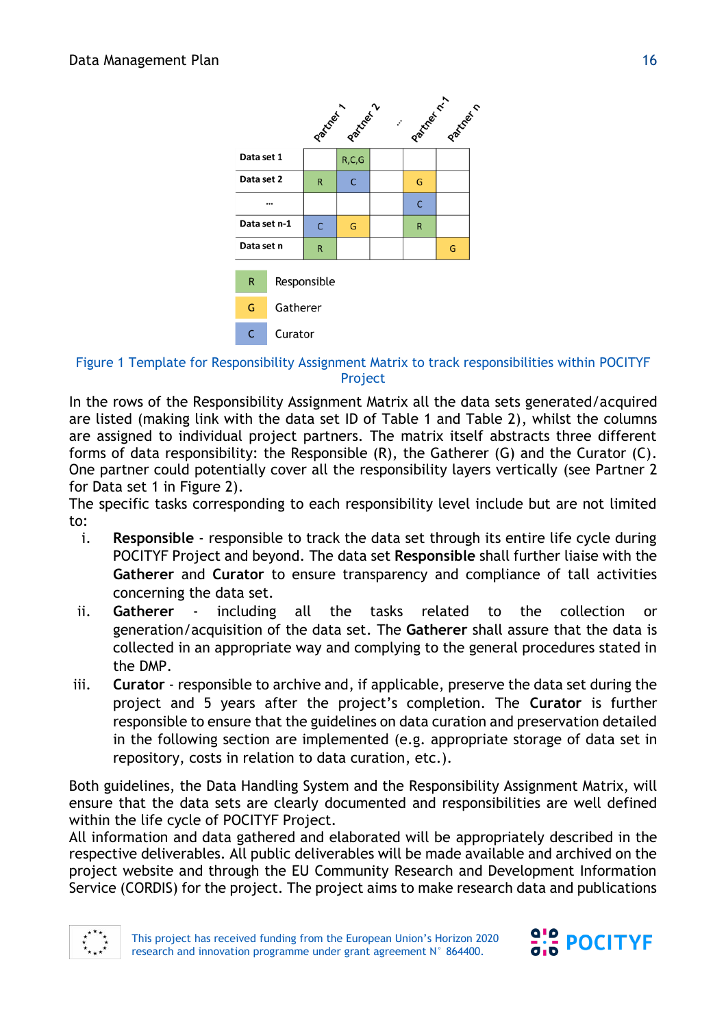| | Partner 1 | Partner 2 | ... | Partner n-1 | Partner n |
|---|---|---|---|---|---|
| Data set 1 | | R,C,G | | | |
| Data set 2 | R | C | | G | |
| ... | | | | C | |
| Data set n-1 | C | G | | R | |
| Data set n | R | | | | G |

| | |
|---|---|
| R | Responsible |
| G | Gatherer |
| C | Curator |

Figure 1 Template for Responsibility Assignment Matrix to track responsibilities within POCITYF Project

In the rows of the Responsibility Assignment Matrix all the data sets generated/acquired are listed (making link with the data set ID of Table 1 and Table 2), whilst the columns are assigned to individual project partners. The matrix itself abstracts three different forms of data responsibility: the Responsible (R), the Gatherer (G) and the Curator (C). One partner could potentially cover all the responsibility layers vertically (see Partner 2 for Data set 1 in Figure 2).

The specific tasks corresponding to each responsibility level include but are not limited to:

i. **Responsible** - responsible to track the data set through its entire life cycle during POCITYF Project and beyond. The data set **Responsible** shall further liaise with the **Gatherer** and **Curator** to ensure transparency and compliance of tall activities concerning the data set.
ii. **Gatherer** - including all the tasks related to the collection or generation/acquisition of the data set. The **Gatherer** shall assure that the data is collected in an appropriate way and complying to the general procedures stated in the DMP.
iii. **Curator** - responsible to archive and, if applicable, preserve the data set during the project and 5 years after the project's completion. The **Curator** is further responsible to ensure that the guidelines on data curation and preservation detailed in the following section are implemented (e.g. appropriate storage of data set in repository, costs in relation to data curation, etc.).

Both guidelines, the Data Handling System and the Responsibility Assignment Matrix, will ensure that the data sets are clearly documented and responsibilities are well defined within the life cycle of POCITYF Project.

All information and data gathered and elaborated will be appropriately described in the respective deliverables. All public deliverables will be made available and archived on the project website and through the EU Community Research and Development Information Service (CORDIS) for the project. The project aims to make research data and publications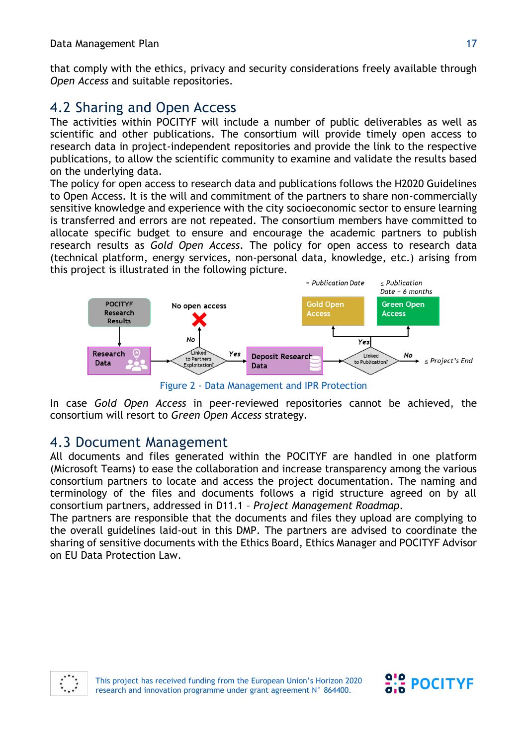that comply with the ethics, privacy and security considerations freely available through *Open Access* and suitable repositories.

## 4.2 Sharing and Open Access

The activities within POCITYF will include a number of public deliverables as well as scientific and other publications. The consortium will provide timely open access to research data in project-independent repositories and provide the link to the respective publications, to allow the scientific community to examine and validate the results based on the underlying data.

The policy for open access to research data and publications follows the H2020 Guidelines to Open Access. It is the will and commitment of the partners to share non-commercially sensitive knowledge and experience with the city socioeconomic sector to ensure learning is transferred and errors are not repeated. The consortium members have committed to allocate specific budget to ensure and encourage the academic partners to publish research results as *Gold Open Access*. The policy for open access to research data (technical platform, energy services, non-personal data, knowledge, etc.) arising from this project is illustrated in the following picture.

Figure 2 - Data Management and IPR Protection

In case *Gold Open Access* in peer-reviewed repositories cannot be achieved, the consortium will resort to *Green Open Access* strategy.

## 4.3 Document Management

All documents and files generated within the POCITYF are handled in one platform (Microsoft Teams) to ease the collaboration and increase transparency among the various consortium partners to locate and access the project documentation. The naming and terminology of the files and documents follows a rigid structure agreed on by all consortium partners, addressed in D11.1 – *Project Management Roadmap*.

The partners are responsible that the documents and files they upload are complying to the overall guidelines laid-out in this DMP. The partners are advised to coordinate the sharing of sensitive documents with the Ethics Board, Ethics Manager and POCITYF Advisor on EU Data Protection Law.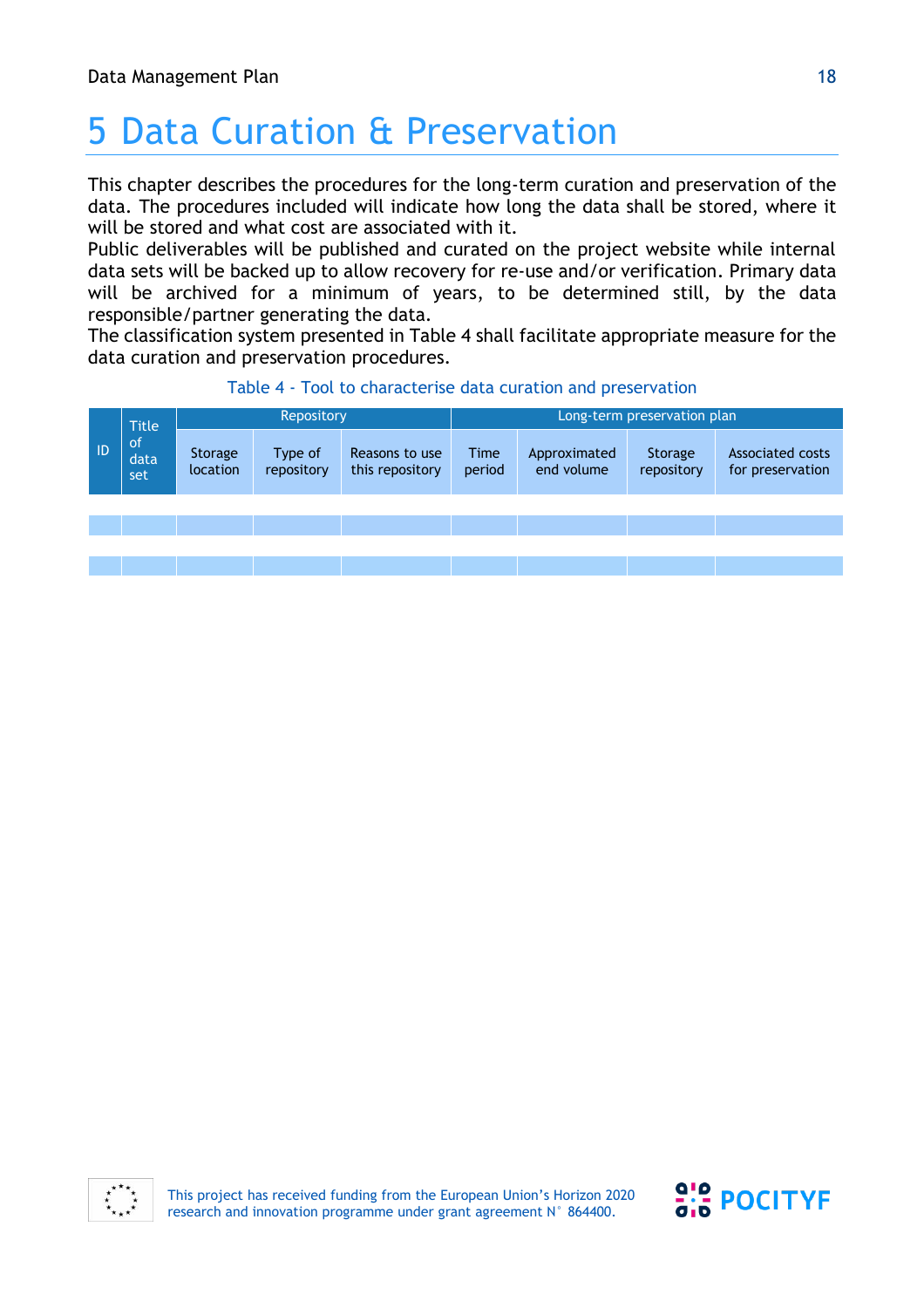# 5 Data Curation & Preservation

This chapter describes the procedures for the long-term curation and preservation of the data. The procedures included will indicate how long the data shall be stored, where it will be stored and what cost are associated with it.
Public deliverables will be published and curated on the project website while internal data sets will be backed up to allow recovery for re-use and/or verification. Primary data will be archived for a minimum of years, to be determined still, by the data responsible/partner generating the data.
The classification system presented in Table 4 shall facilitate appropriate measure for the data curation and preservation procedures.

Table 4 - Tool to characterise data curation and preservation

| ID | Title of data set | Repository | | | Long-term preservation plan | | | |
|---|---|---|---|---|---|---|---|---|
| | | Storage location | Type of repository | Reasons to use this repository | Time period | Approximated end volume | Storage repository | Associated costs for preservation |
| | | | | | | | | |
| | | | | | | | | |
| | | | | | | | | |
| | | | | | | | | |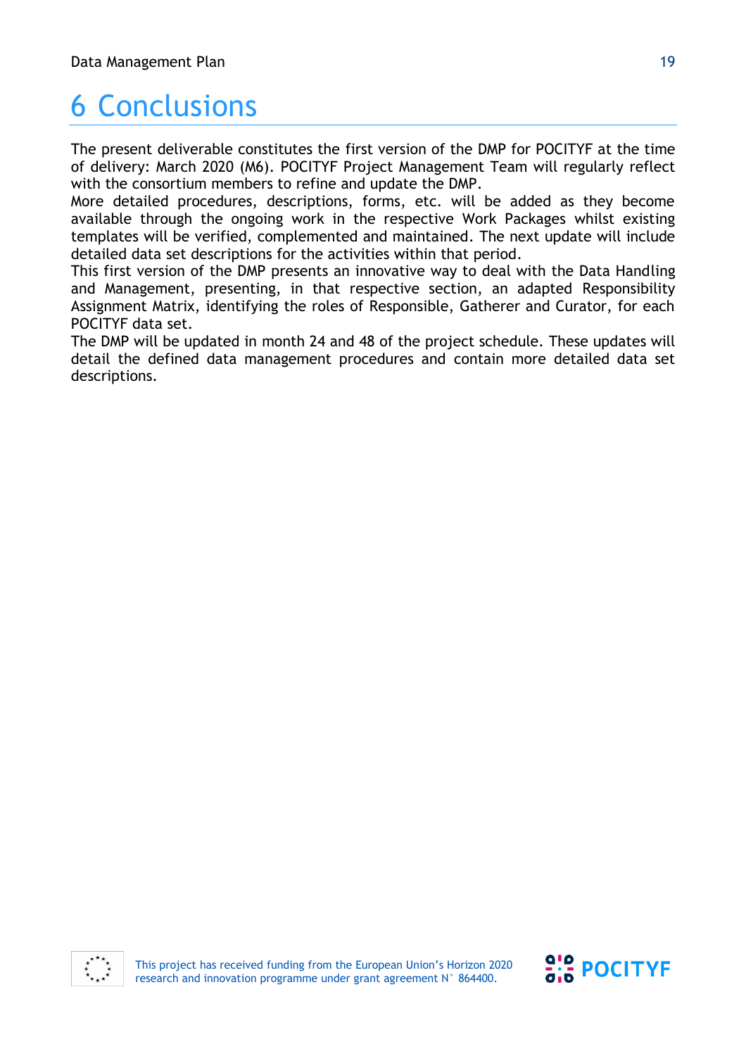# 6 Conclusions

The present deliverable constitutes the first version of the DMP for POCITYF at the time of delivery: March 2020 (M6). POCITYF Project Management Team will regularly reflect with the consortium members to refine and update the DMP.

More detailed procedures, descriptions, forms, etc. will be added as they become available through the ongoing work in the respective Work Packages whilst existing templates will be verified, complemented and maintained. The next update will include detailed data set descriptions for the activities within that period.

This first version of the DMP presents an innovative way to deal with the Data Handling and Management, presenting, in that respective section, an adapted Responsibility Assignment Matrix, identifying the roles of Responsible, Gatherer and Curator, for each POCITYF data set.

The DMP will be updated in month 24 and 48 of the project schedule. These updates will detail the defined data management procedures and contain more detailed data set descriptions.